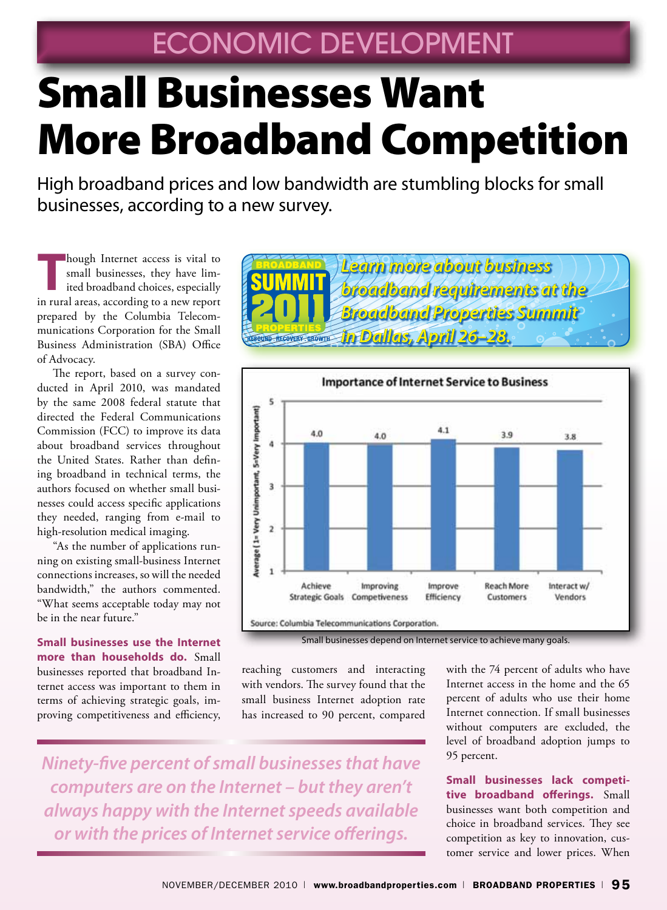ECONOMIC DEVELOPMENT

# Small Businesses Want More Broadband Competition

High broadband prices and low bandwidth are stumbling blocks for small businesses, according to a new survey.

Though Internet access is vital to small businesses, they have limited broadband choices, especially in rural areas, according to a new report prepared by the Columbia Telecommunications Corporation for the Small Business Administration (SBA) Office of Advocacy.

The report, based on a survey conducted in April 2010, was mandated by the same 2008 federal statute that directed the Federal Communications Commission (FCC) to improve its data about broadband services throughout the United States. Rather than defining broadband in technical terms, the authors focused on whether small businesses could access specific applications they needed, ranging from e-mail to high-resolution medical imaging.

"As the number of applications running on existing small-business Internet connections increases, so will the needed bandwidth," the authors commented. "What seems acceptable today may not be in the near future."

*Learn more about business broadband requirements at the Broadband Properties Summit in Dallas, April 26–28.*

**Importance of Internet Service to Business**

Average (1= Very Unimportant, 5=Very Important)

| Achieve Strategic Goals | Improving Competiveness | Improve Efficiency | Reach More Customers | Interact w/ Vendors |
|---|---|---|---|---|
| 4.0 | 4.0 | 4.1 | 3.9 | 3.8 |

Source: Columbia Telecommunications Corporation.

Small businesses depend on Internet service to achieve many goals.

**Small businesses use the Internet more than households do.** Small businesses reported that broadband Internet access was important to them in terms of achieving strategic goals, improving competitiveness and efficiency, reaching customers and interacting with vendors. The survey found that the small business Internet adoption rate has increased to 90 percent, compared with the 74 percent of adults who have Internet access in the home and the 65 percent of adults who use their home Internet connection. If small businesses without computers are excluded, the level of broadband adoption jumps to 95 percent.

*Ninety-five percent of small businesses that have computers are on the Internet – but they aren't always happy with the Internet speeds available or with the prices of Internet service offerings.*

**Small businesses lack competitive broadband offerings.** Small businesses want both competition and choice in broadband services. They see competition as key to innovation, customer service and lower prices. When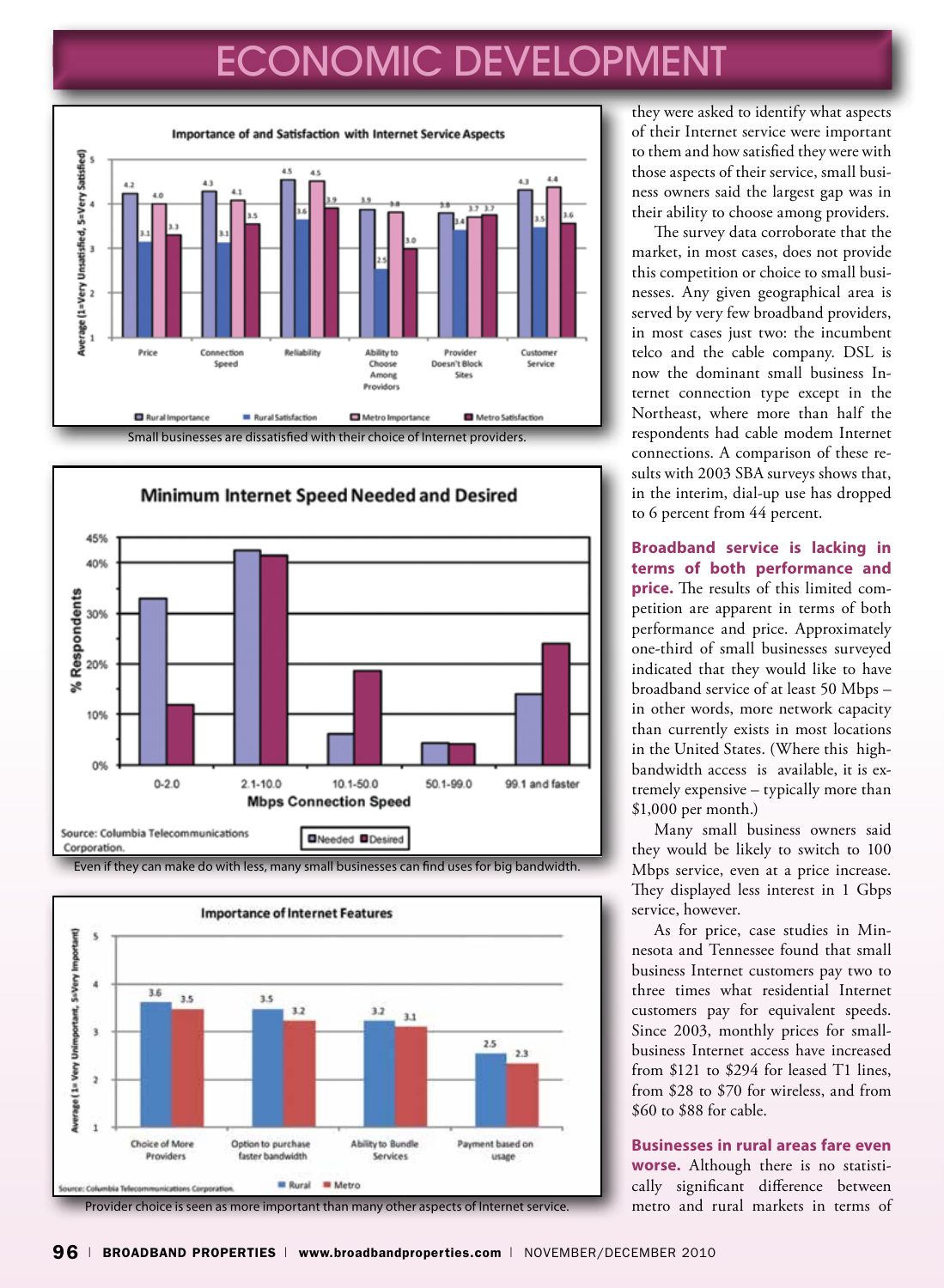# ECONOMIC DEVELOPMENT

**Importance of and Satisfaction with Internet Service Aspects**

| Aspect | Rural Importance | Rural Satisfaction | Metro Importance | Metro Satisfaction |
|---|---|---|---|---|
| Price | 4.2 | 3.1 | 4.0 | 3.3 |
| Connection Speed | 4.3 | 3.1 | 4.1 | 3.5 |
| Reliability | 4.5 | 3.6 | 4.5 | 3.9 |
| Ability to Choose Among Providers | 3.9 | 2.5 | 3.8 | 3.0 |
| Provider Doesn't Block Sites | 3.8 | 3.4 | 3.7 | 3.7 |
| Customer Service | 4.3 | 3.5 | 4.4 | 3.6 |

Small businesses are dissatisfied with their choice of Internet providers.

**Minimum Internet Speed Needed and Desired**

Source: Columbia Telecommunications Corporation.

Even if they can make do with less, many small businesses can find uses for big bandwidth.

**Importance of Internet Features**

| Feature | Rural | Metro |
|---|---|---|
| Choice of More Providers | 3.6 | 3.5 |
| Option to purchase faster bandwidth | 3.5 | 3.2 |
| Ability to Bundle Services | 3.2 | 3.1 |
| Payment based on usage | 2.5 | 2.3 |

Source: Columbia Telecommunications Corporation.

Provider choice is seen as more important than many other aspects of Internet service.

they were asked to identify what aspects of their Internet service were important to them and how satisfied they were with those aspects of their service, small business owners said the largest gap was in their ability to choose among providers.

The survey data corroborate that the market, in most cases, does not provide this competition or choice to small businesses. Any given geographical area is served by very few broadband providers, in most cases just two: the incumbent telco and the cable company. DSL is now the dominant small business Internet connection type except in the Northeast, where more than half the respondents had cable modem Internet connections. A comparison of these results with 2003 SBA surveys shows that, in the interim, dial-up use has dropped to 6 percent from 44 percent.

**Broadband service is lacking in terms of both performance and price.** The results of this limited competition are apparent in terms of both performance and price. Approximately one-third of small businesses surveyed indicated that they would like to have broadband service of at least 50 Mbps – in other words, more network capacity than currently exists in most locations in the United States. (Where this high-bandwidth access is available, it is extremely expensive – typically more than $1,000 per month.)

Many small business owners said they would be likely to switch to 100 Mbps service, even at a price increase. They displayed less interest in 1 Gbps service, however.

As for price, case studies in Minnesota and Tennessee found that small business Internet customers pay two to three times what residential Internet customers pay for equivalent speeds. Since 2003, monthly prices for small-business Internet access have increased from $121 to $294 for leased T1 lines, from $28 to $70 for wireless, and from $60 to $88 for cable.

**Businesses in rural areas fare even worse.** Although there is no statistically significant difference between metro and rural markets in terms of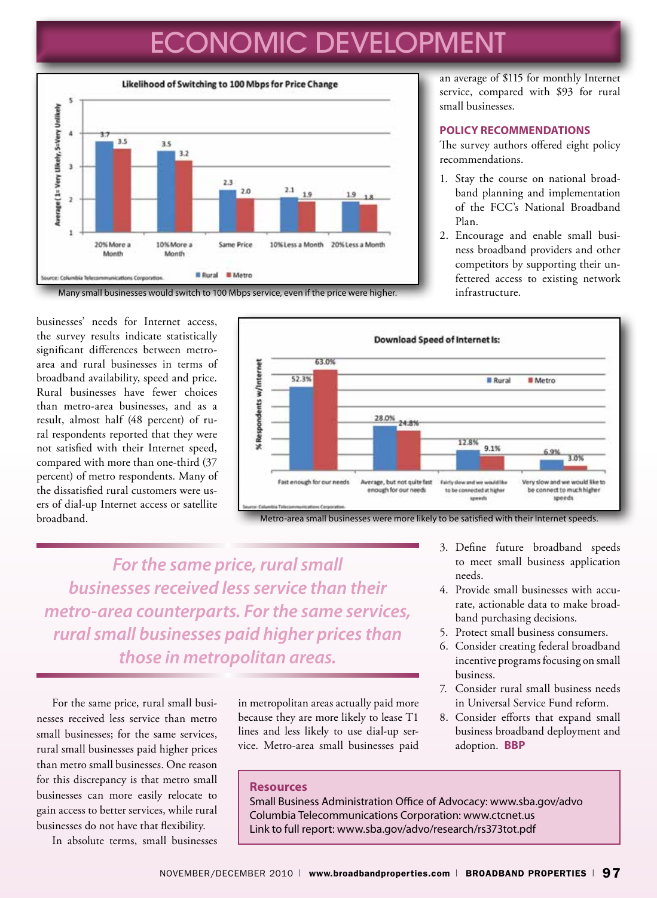# ECONOMIC DEVELOPMENT

Likelihood of Switching to 100 Mbps for Price Change

Average (1= Very Likely, 5=Very Unlikely)

5
4
3
2
1

3.7 3.5
3.5 3.2
2.3 2.0
2.1 1.9
1.9 1.8

20% More a Month
10% More a Month
Same Price
10% Less a Month
20% Less a Month

Source: Columbia Telecommunications Corporation.

Rural Metro

Many small businesses would switch to 100 Mbps service, even if the price were higher.

businesses' needs for Internet access, the survey results indicate statistically significant differences between metro-area and rural businesses in terms of broadband availability, speed and price. Rural businesses have fewer choices than metro-area businesses, and as a result, almost half (48 percent) of rural respondents reported that they were not satisfied with their Internet speed, compared with more than one-third (37 percent) of metro respondents. Many of the dissatisfied rural customers were users of dial-up Internet access or satellite broadband.

Download Speed of Internet Is:

% Respondents w/Internet

Rural Metro

52.3% 63.0%
28.0% 24.8%
12.8% 9.1%
6.9% 3.0%

Fast enough for our needs
Average, but not quite fast enough for our needs
Fairly slow and we would like to be connected at higher speeds
Very slow and we would like to be connect to much higher speeds

Source: Columbia Telecommunications Corporation.

Metro-area small businesses were more likely to be satisfied with their Internet speeds.

*For the same price, rural small businesses received less service than their metro-area counterparts. For the same services, rural small businesses paid higher prices than those in metropolitan areas.*

For the same price, rural small businesses received less service than metro small businesses; for the same services, rural small businesses paid higher prices than metro small businesses. One reason for this discrepancy is that metro small businesses can more easily relocate to gain access to better services, while rural businesses do not have that flexibility.

In absolute terms, small businesses in metropolitan areas actually paid more because they are more likely to lease T1 lines and less likely to use dial-up service. Metro-area small businesses paid an average of $115 for monthly Internet service, compared with $93 for rural small businesses.

### POLICY RECOMMENDATIONS

The survey authors offered eight policy recommendations.

1. Stay the course on national broadband planning and implementation of the FCC's National Broadband Plan.
2. Encourage and enable small business broadband providers and other competitors by supporting their unfettered access to existing network infrastructure.
3. Define future broadband speeds to meet small business application needs.
4. Provide small businesses with accurate, actionable data to make broadband purchasing decisions.
5. Protect small business consumers.
6. Consider creating federal broadband incentive programs focusing on small business.
7. Consider rural small business needs in Universal Service Fund reform.
8. Consider efforts that expand small business broadband deployment and adoption. **BBP**

### Resources

Small Business Administration Office of Advocacy: www.sba.gov/advo
Columbia Telecommunications Corporation: www.ctcnet.us
Link to full report: www.sba.gov/advo/research/rs373tot.pdf